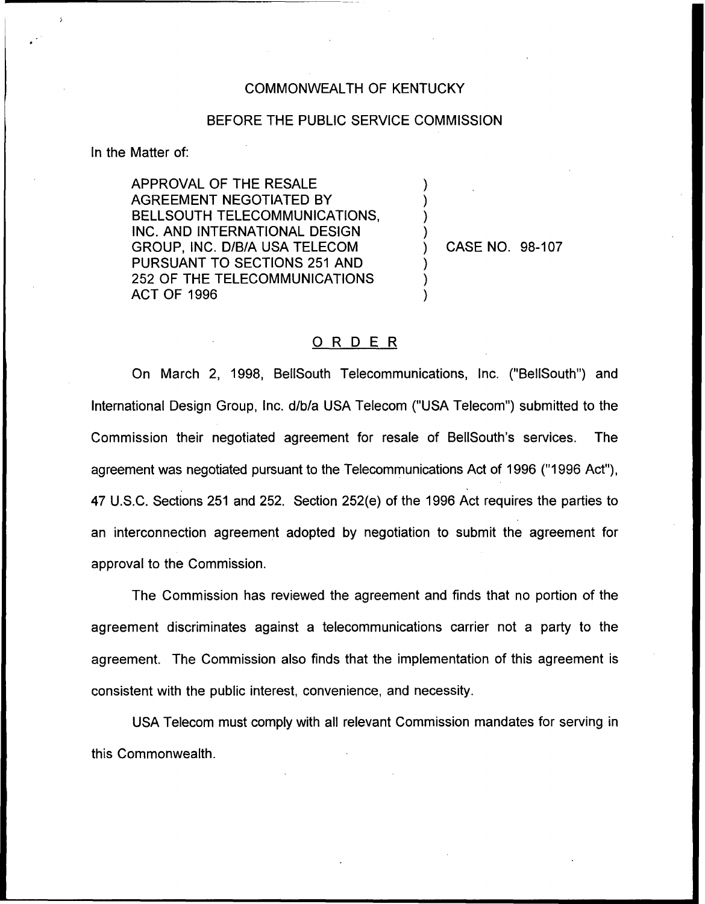COMMONWEALTH OF KENTUCKY

BEFORE THE PUBLIC SERVICE COMMISSION

In the Matter of:

APPROVAL OF THE RESALE AGREEMENT NEGOTIATED BY BELLSOUTH TELECOMMUNICATIONS, INC. AND INTERNATIONAL DESIGN GROUP, INC. D/B/A USA TELECOM PURSUANT TO SECTIONS 251 AND 252 OF THE TELECOMMUNICATIONS ACT OF 1996 ) CASE NO. 98-107

## ORDER

On March 2, 1998, BellSouth Telecommunications, Inc. ("BellSouth") and International Design Group, Inc. d/b/a USA Telecom ("USA Telecom") submitted to the Commission their negotiated agreement for resale of BellSouth's services. The agreement was negotiated pursuant to the Telecommunications Act of 1996 ("1996 Act"), 47 U.S.C. Sections 251 and 252. Section 252(e) of the 1996 Act requires the parties to an interconnection agreement adopted by negotiation to submit the agreement for approval to the Commission.

The Commission has reviewed the agreement and finds that no portion of the agreement discriminates against a telecommunications carrier not a party to the agreement. The Commission also finds that the implementation of this agreement is consistent with the public interest, convenience, and necessity.

USA Telecom must comply with all relevant Commission mandates for serving in this Commonwealth.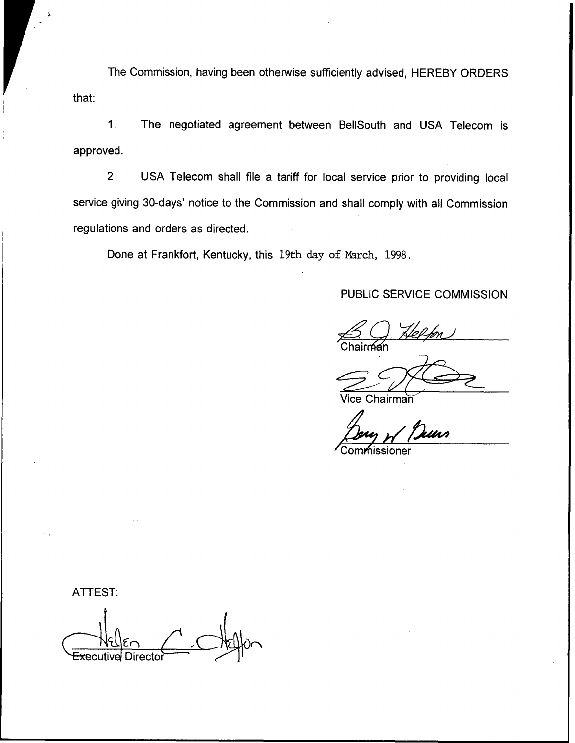The Commission, having been otherwise sufficiently advised, HEREBY ORDERS that:

1. The negotiated agreement between BellSouth and USA Telecom is approved.

2. USA Telecom shall file a tariff for local service prior to providing local service giving 30-days' notice to the Commission and shall comply with all Commission regulations and orders as directed.

Done at Frankfort, Kentucky, this 19th day of March, 1998.

PUBLIC SERVICE COMMISSION

Chairman

Vice Chairman

Commissioner

ATTEST:

Executive Director